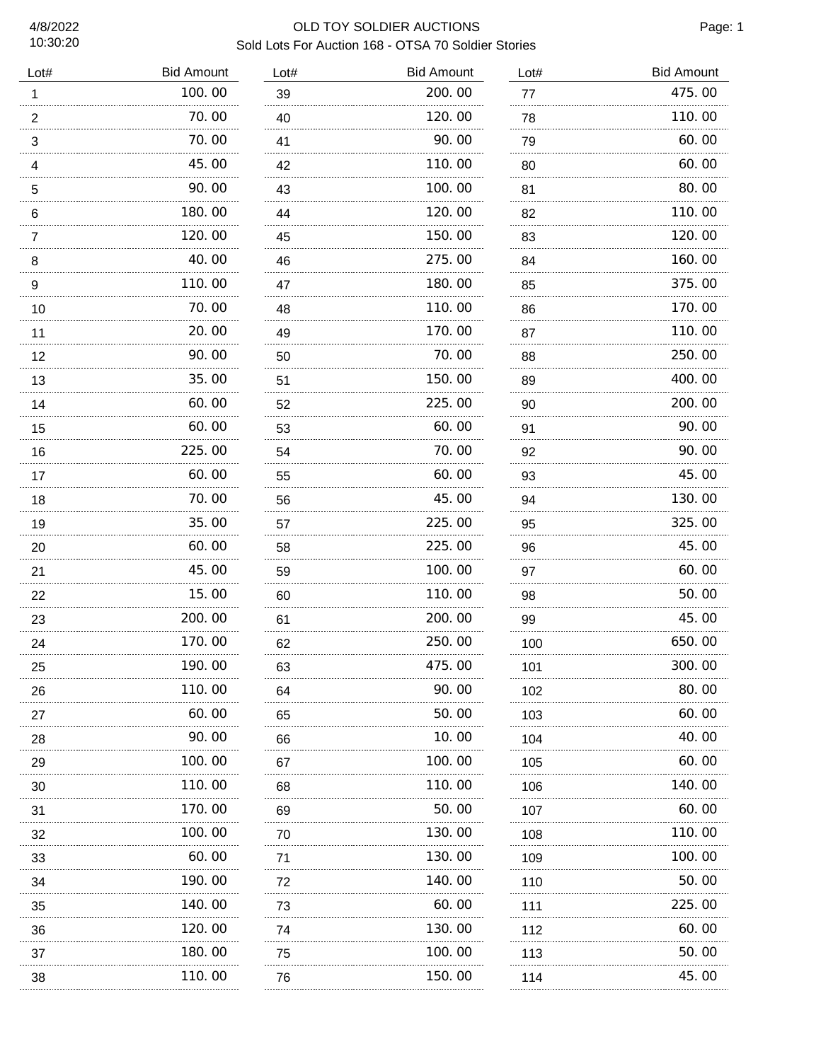# OLD TOY SOLDIER AUCTIONS

## Sold Lots For Auction 168 - OTSA 70 Soldier Stories

4/8/2022
10:30:20

| Lot# | Bid Amount | Lot# | Bid Amount | Lot# | Bid Amount |
|---|---|---|---|---|---|
| 1 | 100.00 | 39 | 200.00 | 77 | 475.00 |
| 2 | 70.00 | 40 | 120.00 | 78 | 110.00 |
| 3 | 70.00 | 41 | 90.00 | 79 | 60.00 |
| 4 | 45.00 | 42 | 110.00 | 80 | 60.00 |
| 5 | 90.00 | 43 | 100.00 | 81 | 80.00 |
| 6 | 180.00 | 44 | 120.00 | 82 | 110.00 |
| 7 | 120.00 | 45 | 150.00 | 83 | 120.00 |
| 8 | 40.00 | 46 | 275.00 | 84 | 160.00 |
| 9 | 110.00 | 47 | 180.00 | 85 | 375.00 |
| 10 | 70.00 | 48 | 110.00 | 86 | 170.00 |
| 11 | 20.00 | 49 | 170.00 | 87 | 110.00 |
| 12 | 90.00 | 50 | 70.00 | 88 | 250.00 |
| 13 | 35.00 | 51 | 150.00 | 89 | 400.00 |
| 14 | 60.00 | 52 | 225.00 | 90 | 200.00 |
| 15 | 60.00 | 53 | 60.00 | 91 | 90.00 |
| 16 | 225.00 | 54 | 70.00 | 92 | 90.00 |
| 17 | 60.00 | 55 | 60.00 | 93 | 45.00 |
| 18 | 70.00 | 56 | 45.00 | 94 | 130.00 |
| 19 | 35.00 | 57 | 225.00 | 95 | 325.00 |
| 20 | 60.00 | 58 | 225.00 | 96 | 45.00 |
| 21 | 45.00 | 59 | 100.00 | 97 | 60.00 |
| 22 | 15.00 | 60 | 110.00 | 98 | 50.00 |
| 23 | 200.00 | 61 | 200.00 | 99 | 45.00 |
| 24 | 170.00 | 62 | 250.00 | 100 | 650.00 |
| 25 | 190.00 | 63 | 475.00 | 101 | 300.00 |
| 26 | 110.00 | 64 | 90.00 | 102 | 80.00 |
| 27 | 60.00 | 65 | 50.00 | 103 | 60.00 |
| 28 | 90.00 | 66 | 10.00 | 104 | 40.00 |
| 29 | 100.00 | 67 | 100.00 | 105 | 60.00 |
| 30 | 110.00 | 68 | 110.00 | 106 | 140.00 |
| 31 | 170.00 | 69 | 50.00 | 107 | 60.00 |
| 32 | 100.00 | 70 | 130.00 | 108 | 110.00 |
| 33 | 60.00 | 71 | 130.00 | 109 | 100.00 |
| 34 | 190.00 | 72 | 140.00 | 110 | 50.00 |
| 35 | 140.00 | 73 | 60.00 | 111 | 225.00 |
| 36 | 120.00 | 74 | 130.00 | 112 | 60.00 |
| 37 | 180.00 | 75 | 100.00 | 113 | 50.00 |
| 38 | 110.00 | 76 | 150.00 | 114 | 45.00 |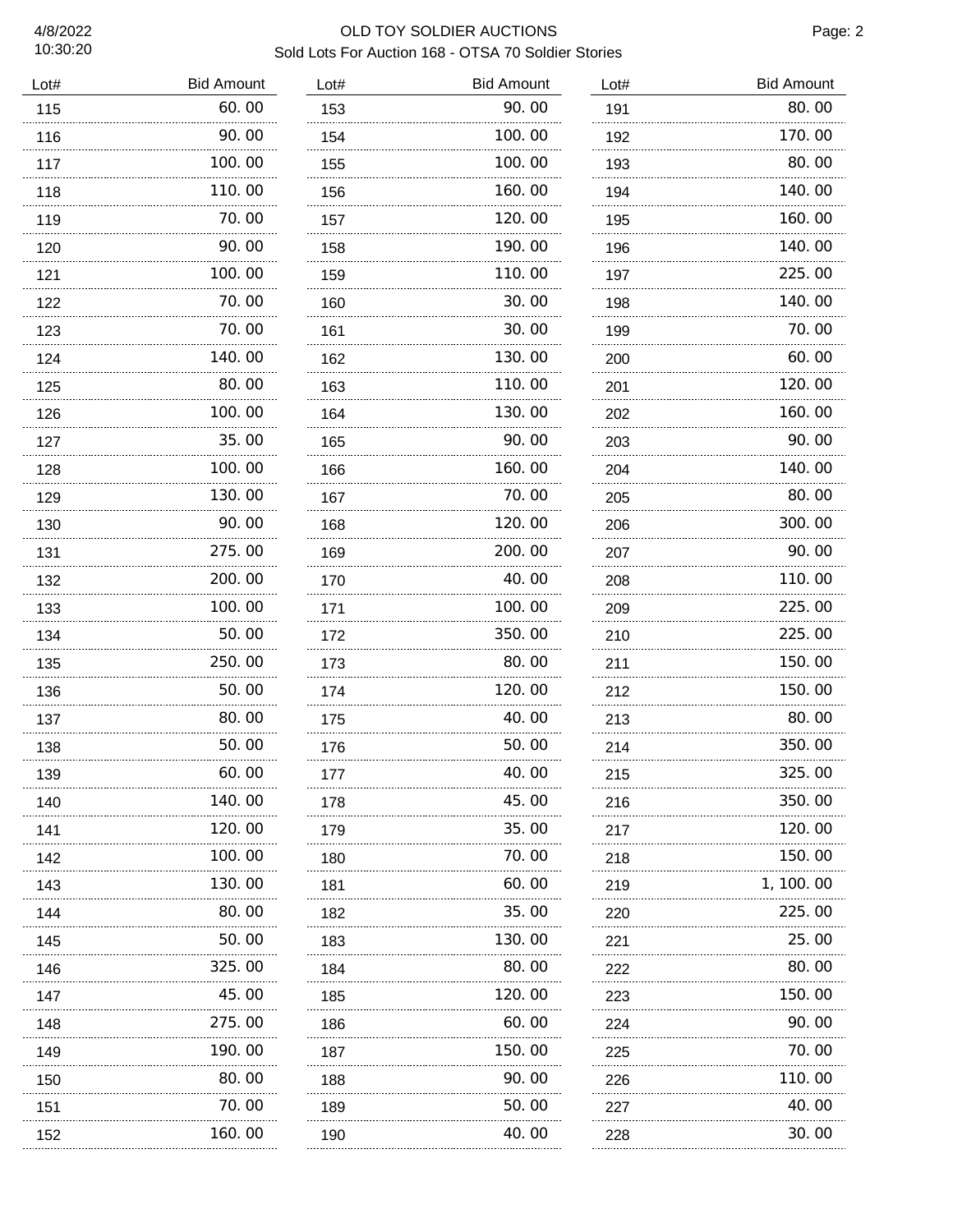# OLD TOY SOLDIER AUCTIONS

Sold Lots For Auction 168 - OTSA 70 Soldier Stories

| Lot# | Bid Amount | Lot# | Bid Amount | Lot# | Bid Amount |
|---|---|---|---|---|---|
| 115 | 60.00 | 153 | 90.00 | 191 | 80.00 |
| 116 | 90.00 | 154 | 100.00 | 192 | 170.00 |
| 117 | 100.00 | 155 | 100.00 | 193 | 80.00 |
| 118 | 110.00 | 156 | 160.00 | 194 | 140.00 |
| 119 | 70.00 | 157 | 120.00 | 195 | 160.00 |
| 120 | 90.00 | 158 | 190.00 | 196 | 140.00 |
| 121 | 100.00 | 159 | 110.00 | 197 | 225.00 |
| 122 | 70.00 | 160 | 30.00 | 198 | 140.00 |
| 123 | 70.00 | 161 | 30.00 | 199 | 70.00 |
| 124 | 140.00 | 162 | 130.00 | 200 | 60.00 |
| 125 | 80.00 | 163 | 110.00 | 201 | 120.00 |
| 126 | 100.00 | 164 | 130.00 | 202 | 160.00 |
| 127 | 35.00 | 165 | 90.00 | 203 | 90.00 |
| 128 | 100.00 | 166 | 160.00 | 204 | 140.00 |
| 129 | 130.00 | 167 | 70.00 | 205 | 80.00 |
| 130 | 90.00 | 168 | 120.00 | 206 | 300.00 |
| 131 | 275.00 | 169 | 200.00 | 207 | 90.00 |
| 132 | 200.00 | 170 | 40.00 | 208 | 110.00 |
| 133 | 100.00 | 171 | 100.00 | 209 | 225.00 |
| 134 | 50.00 | 172 | 350.00 | 210 | 225.00 |
| 135 | 250.00 | 173 | 80.00 | 211 | 150.00 |
| 136 | 50.00 | 174 | 120.00 | 212 | 150.00 |
| 137 | 80.00 | 175 | 40.00 | 213 | 80.00 |
| 138 | 50.00 | 176 | 50.00 | 214 | 350.00 |
| 139 | 60.00 | 177 | 40.00 | 215 | 325.00 |
| 140 | 140.00 | 178 | 45.00 | 216 | 350.00 |
| 141 | 120.00 | 179 | 35.00 | 217 | 120.00 |
| 142 | 100.00 | 180 | 70.00 | 218 | 150.00 |
| 143 | 130.00 | 181 | 60.00 | 219 | 1,100.00 |
| 144 | 80.00 | 182 | 35.00 | 220 | 225.00 |
| 145 | 50.00 | 183 | 130.00 | 221 | 25.00 |
| 146 | 325.00 | 184 | 80.00 | 222 | 80.00 |
| 147 | 45.00 | 185 | 120.00 | 223 | 150.00 |
| 148 | 275.00 | 186 | 60.00 | 224 | 90.00 |
| 149 | 190.00 | 187 | 150.00 | 225 | 70.00 |
| 150 | 80.00 | 188 | 90.00 | 226 | 110.00 |
| 151 | 70.00 | 189 | 50.00 | 227 | 40.00 |
| 152 | 160.00 | 190 | 40.00 | 228 | 30.00 |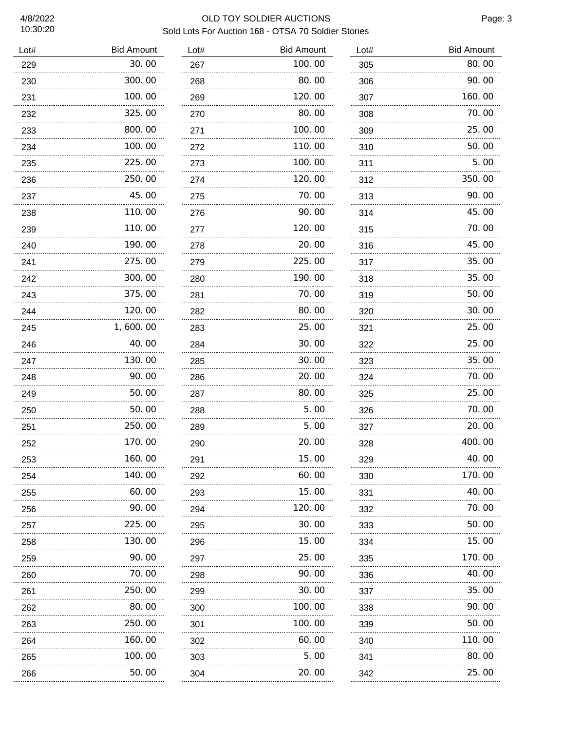# OLD TOY SOLDIER AUCTIONS

Sold Lots For Auction 168 - OTSA 70 Soldier Stories

4/8/2022
10:30:20

| Lot# | Bid Amount | Lot# | Bid Amount | Lot# | Bid Amount |
|---|---|---|---|---|---|
| 229 | 30.00 | 267 | 100.00 | 305 | 80.00 |
| 230 | 300.00 | 268 | 80.00 | 306 | 90.00 |
| 231 | 100.00 | 269 | 120.00 | 307 | 160.00 |
| 232 | 325.00 | 270 | 80.00 | 308 | 70.00 |
| 233 | 800.00 | 271 | 100.00 | 309 | 25.00 |
| 234 | 100.00 | 272 | 110.00 | 310 | 50.00 |
| 235 | 225.00 | 273 | 100.00 | 311 | 5.00 |
| 236 | 250.00 | 274 | 120.00 | 312 | 350.00 |
| 237 | 45.00 | 275 | 70.00 | 313 | 90.00 |
| 238 | 110.00 | 276 | 90.00 | 314 | 45.00 |
| 239 | 110.00 | 277 | 120.00 | 315 | 70.00 |
| 240 | 190.00 | 278 | 20.00 | 316 | 45.00 |
| 241 | 275.00 | 279 | 225.00 | 317 | 35.00 |
| 242 | 300.00 | 280 | 190.00 | 318 | 35.00 |
| 243 | 375.00 | 281 | 70.00 | 319 | 50.00 |
| 244 | 120.00 | 282 | 80.00 | 320 | 30.00 |
| 245 | 1,600.00 | 283 | 25.00 | 321 | 25.00 |
| 246 | 40.00 | 284 | 30.00 | 322 | 25.00 |
| 247 | 130.00 | 285 | 30.00 | 323 | 35.00 |
| 248 | 90.00 | 286 | 20.00 | 324 | 70.00 |
| 249 | 50.00 | 287 | 80.00 | 325 | 25.00 |
| 250 | 50.00 | 288 | 5.00 | 326 | 70.00 |
| 251 | 250.00 | 289 | 5.00 | 327 | 20.00 |
| 252 | 170.00 | 290 | 20.00 | 328 | 400.00 |
| 253 | 160.00 | 291 | 15.00 | 329 | 40.00 |
| 254 | 140.00 | 292 | 60.00 | 330 | 170.00 |
| 255 | 60.00 | 293 | 15.00 | 331 | 40.00 |
| 256 | 90.00 | 294 | 120.00 | 332 | 70.00 |
| 257 | 225.00 | 295 | 30.00 | 333 | 50.00 |
| 258 | 130.00 | 296 | 15.00 | 334 | 15.00 |
| 259 | 90.00 | 297 | 25.00 | 335 | 170.00 |
| 260 | 70.00 | 298 | 90.00 | 336 | 40.00 |
| 261 | 250.00 | 299 | 30.00 | 337 | 35.00 |
| 262 | 80.00 | 300 | 100.00 | 338 | 90.00 |
| 263 | 250.00 | 301 | 100.00 | 339 | 50.00 |
| 264 | 160.00 | 302 | 60.00 | 340 | 110.00 |
| 265 | 100.00 | 303 | 5.00 | 341 | 80.00 |
| 266 | 50.00 | 304 | 20.00 | 342 | 25.00 |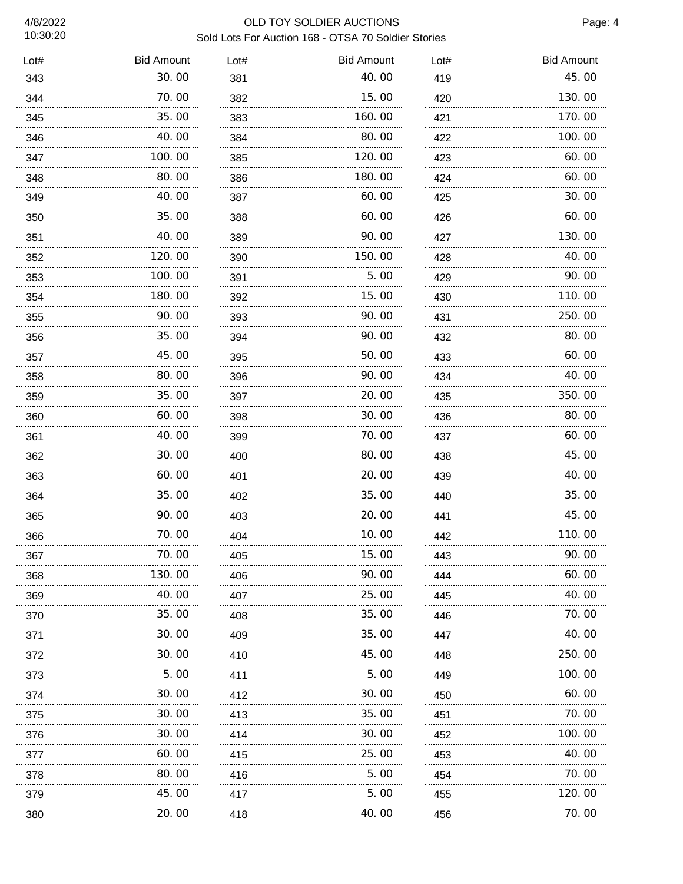# OLD TOY SOLDIER AUCTIONS

Sold Lots For Auction 168 - OTSA 70 Soldier Stories

4/8/2022
10:30:20

| Lot# | Bid Amount | Lot# | Bid Amount | Lot# | Bid Amount |
|---|---|---|---|---|---|
| 343 | 30.00 | 381 | 40.00 | 419 | 45.00 |
| 344 | 70.00 | 382 | 15.00 | 420 | 130.00 |
| 345 | 35.00 | 383 | 160.00 | 421 | 170.00 |
| 346 | 40.00 | 384 | 80.00 | 422 | 100.00 |
| 347 | 100.00 | 385 | 120.00 | 423 | 60.00 |
| 348 | 80.00 | 386 | 180.00 | 424 | 60.00 |
| 349 | 40.00 | 387 | 60.00 | 425 | 30.00 |
| 350 | 35.00 | 388 | 60.00 | 426 | 60.00 |
| 351 | 40.00 | 389 | 90.00 | 427 | 130.00 |
| 352 | 120.00 | 390 | 150.00 | 428 | 40.00 |
| 353 | 100.00 | 391 | 5.00 | 429 | 90.00 |
| 354 | 180.00 | 392 | 15.00 | 430 | 110.00 |
| 355 | 90.00 | 393 | 90.00 | 431 | 250.00 |
| 356 | 35.00 | 394 | 90.00 | 432 | 80.00 |
| 357 | 45.00 | 395 | 50.00 | 433 | 60.00 |
| 358 | 80.00 | 396 | 90.00 | 434 | 40.00 |
| 359 | 35.00 | 397 | 20.00 | 435 | 350.00 |
| 360 | 60.00 | 398 | 30.00 | 436 | 80.00 |
| 361 | 40.00 | 399 | 70.00 | 437 | 60.00 |
| 362 | 30.00 | 400 | 80.00 | 438 | 45.00 |
| 363 | 60.00 | 401 | 20.00 | 439 | 40.00 |
| 364 | 35.00 | 402 | 35.00 | 440 | 35.00 |
| 365 | 90.00 | 403 | 20.00 | 441 | 45.00 |
| 366 | 70.00 | 404 | 10.00 | 442 | 110.00 |
| 367 | 70.00 | 405 | 15.00 | 443 | 90.00 |
| 368 | 130.00 | 406 | 90.00 | 444 | 60.00 |
| 369 | 40.00 | 407 | 25.00 | 445 | 40.00 |
| 370 | 35.00 | 408 | 35.00 | 446 | 70.00 |
| 371 | 30.00 | 409 | 35.00 | 447 | 40.00 |
| 372 | 30.00 | 410 | 45.00 | 448 | 250.00 |
| 373 | 5.00 | 411 | 5.00 | 449 | 100.00 |
| 374 | 30.00 | 412 | 30.00 | 450 | 60.00 |
| 375 | 30.00 | 413 | 35.00 | 451 | 70.00 |
| 376 | 30.00 | 414 | 30.00 | 452 | 100.00 |
| 377 | 60.00 | 415 | 25.00 | 453 | 40.00 |
| 378 | 80.00 | 416 | 5.00 | 454 | 70.00 |
| 379 | 45.00 | 417 | 5.00 | 455 | 120.00 |
| 380 | 20.00 | 418 | 40.00 | 456 | 70.00 |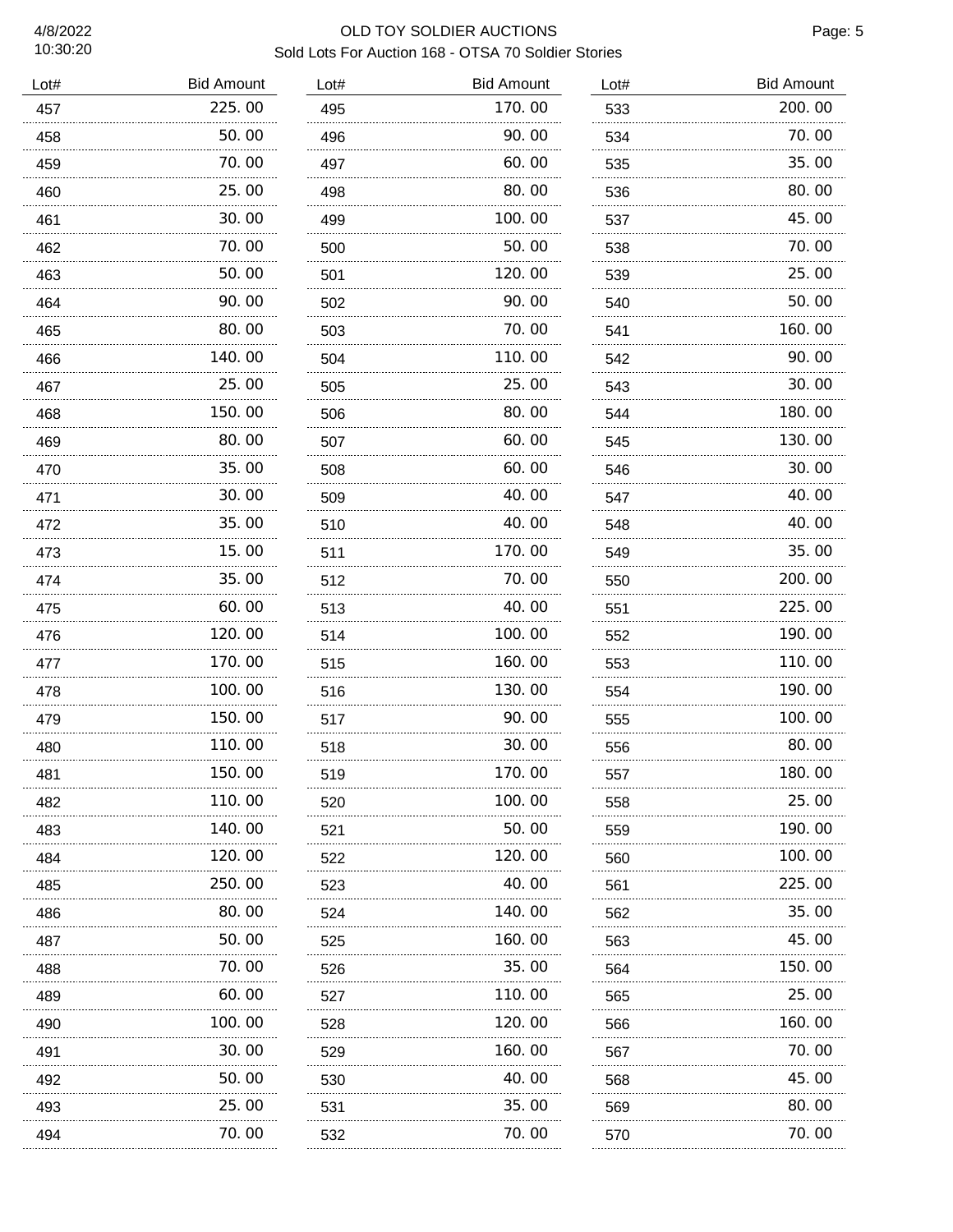# OLD TOY SOLDIER AUCTIONS

Sold Lots For Auction 168 - OTSA 70 Soldier Stories

4/8/2022
10:30:20

| Lot# | Bid Amount | Lot# | Bid Amount | Lot# | Bid Amount |
|---|---|---|---|---|---|
| 457 | 225.00 | 495 | 170.00 | 533 | 200.00 |
| 458 | 50.00 | 496 | 90.00 | 534 | 70.00 |
| 459 | 70.00 | 497 | 60.00 | 535 | 35.00 |
| 460 | 25.00 | 498 | 80.00 | 536 | 80.00 |
| 461 | 30.00 | 499 | 100.00 | 537 | 45.00 |
| 462 | 70.00 | 500 | 50.00 | 538 | 70.00 |
| 463 | 50.00 | 501 | 120.00 | 539 | 25.00 |
| 464 | 90.00 | 502 | 90.00 | 540 | 50.00 |
| 465 | 80.00 | 503 | 70.00 | 541 | 160.00 |
| 466 | 140.00 | 504 | 110.00 | 542 | 90.00 |
| 467 | 25.00 | 505 | 25.00 | 543 | 30.00 |
| 468 | 150.00 | 506 | 80.00 | 544 | 180.00 |
| 469 | 80.00 | 507 | 60.00 | 545 | 130.00 |
| 470 | 35.00 | 508 | 60.00 | 546 | 30.00 |
| 471 | 30.00 | 509 | 40.00 | 547 | 40.00 |
| 472 | 35.00 | 510 | 40.00 | 548 | 40.00 |
| 473 | 15.00 | 511 | 170.00 | 549 | 35.00 |
| 474 | 35.00 | 512 | 70.00 | 550 | 200.00 |
| 475 | 60.00 | 513 | 40.00 | 551 | 225.00 |
| 476 | 120.00 | 514 | 100.00 | 552 | 190.00 |
| 477 | 170.00 | 515 | 160.00 | 553 | 110.00 |
| 478 | 100.00 | 516 | 130.00 | 554 | 190.00 |
| 479 | 150.00 | 517 | 90.00 | 555 | 100.00 |
| 480 | 110.00 | 518 | 30.00 | 556 | 80.00 |
| 481 | 150.00 | 519 | 170.00 | 557 | 180.00 |
| 482 | 110.00 | 520 | 100.00 | 558 | 25.00 |
| 483 | 140.00 | 521 | 50.00 | 559 | 190.00 |
| 484 | 120.00 | 522 | 120.00 | 560 | 100.00 |
| 485 | 250.00 | 523 | 40.00 | 561 | 225.00 |
| 486 | 80.00 | 524 | 140.00 | 562 | 35.00 |
| 487 | 50.00 | 525 | 160.00 | 563 | 45.00 |
| 488 | 70.00 | 526 | 35.00 | 564 | 150.00 |
| 489 | 60.00 | 527 | 110.00 | 565 | 25.00 |
| 490 | 100.00 | 528 | 120.00 | 566 | 160.00 |
| 491 | 30.00 | 529 | 160.00 | 567 | 70.00 |
| 492 | 50.00 | 530 | 40.00 | 568 | 45.00 |
| 493 | 25.00 | 531 | 35.00 | 569 | 80.00 |
| 494 | 70.00 | 532 | 70.00 | 570 | 70.00 |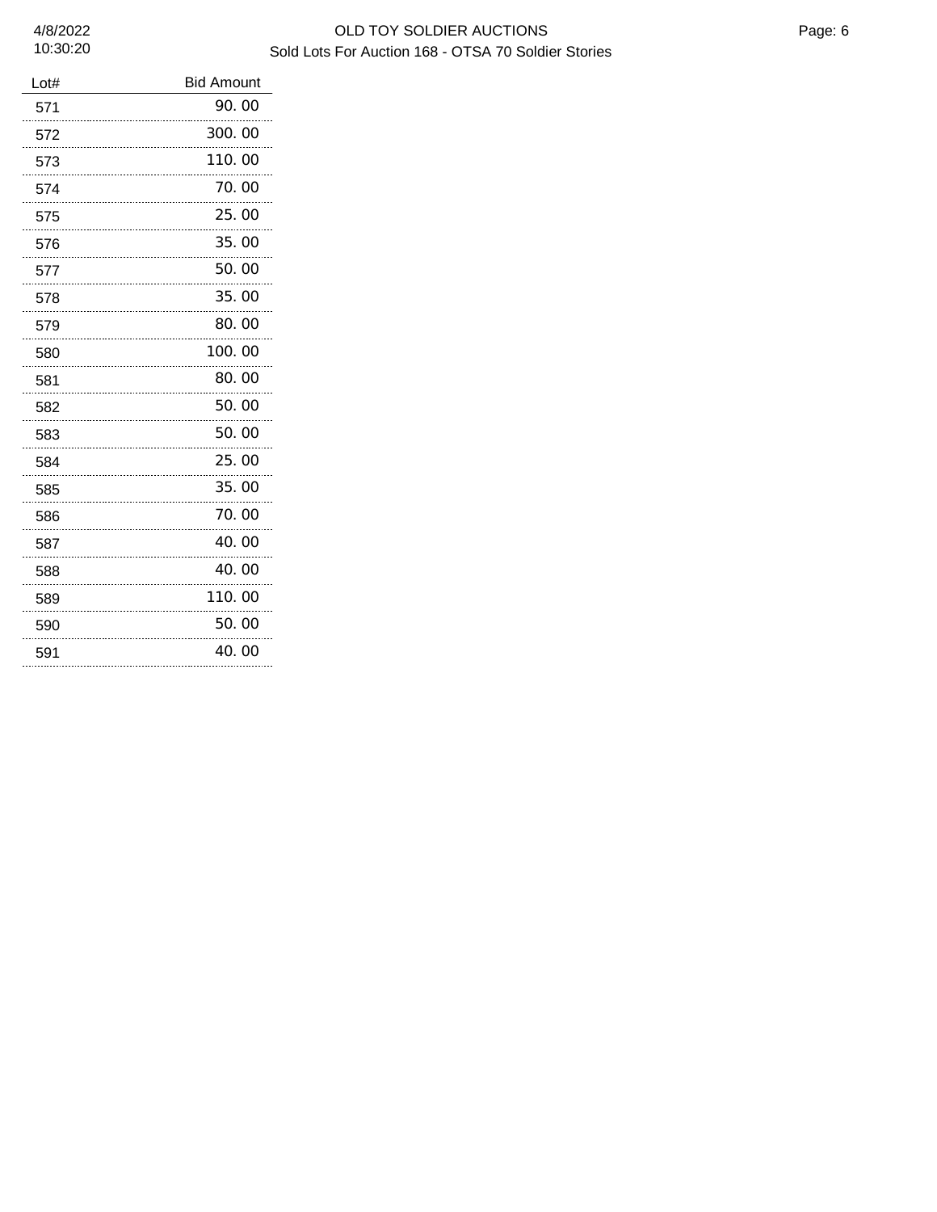| Lot# | Bid Amount |
| --- | --- |
| 571 | 90.00 |
| 572 | 300.00 |
| 573 | 110.00 |
| 574 | 70.00 |
| 575 | 25.00 |
| 576 | 35.00 |
| 577 | 50.00 |
| 578 | 35.00 |
| 579 | 80.00 |
| 580 | 100.00 |
| 581 | 80.00 |
| 582 | 50.00 |
| 583 | 50.00 |
| 584 | 25.00 |
| 585 | 35.00 |
| 586 | 70.00 |
| 587 | 40.00 |
| 588 | 40.00 |
| 589 | 110.00 |
| 590 | 50.00 |
| 591 | 40.00 |